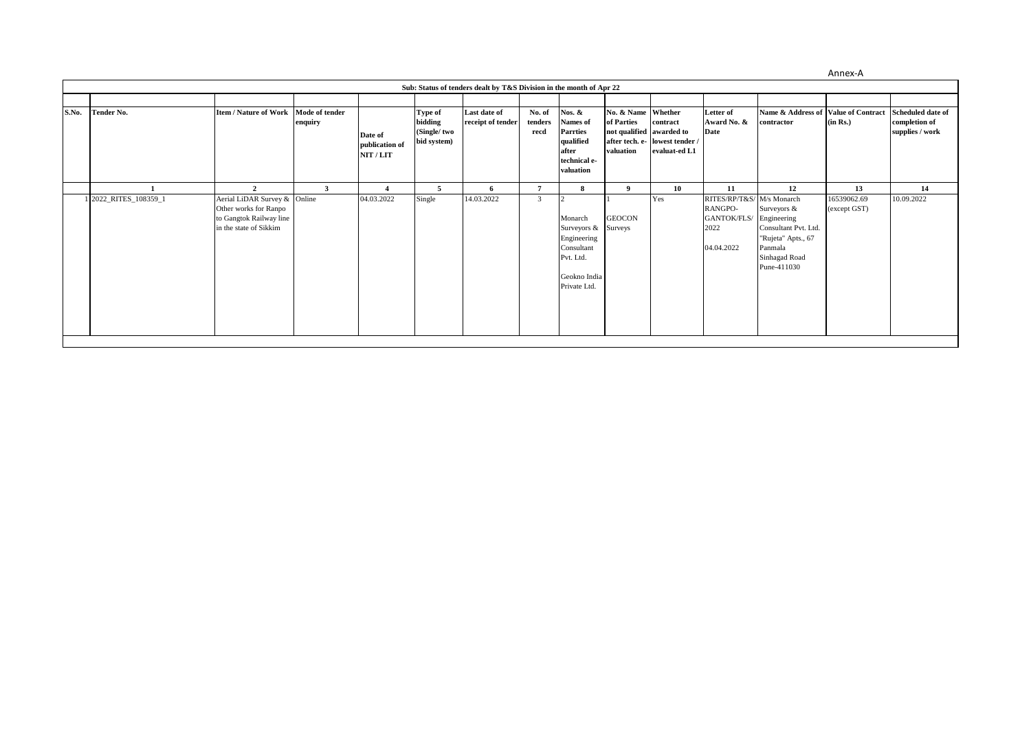Annex-A

**Sub: Status of tenders dealt by T&S Division in the month of Apr 22**

| S.No. | Tender No. | Item / Nature of Work | Mode of tender enquiry | Date of publication of NIT / LIT | Type of bidding (Single/ two bid system) | Last date of receipt of tender | No. of tenders recd | Nos. & Names of Parrties qualified after technical e-valuation | No. & Name of Parties not qualified after tech. e-valuation | Whether contract awarded to lowest tender / evaluat-ed L1 | Letter of Award No. & Date | Name & Address of contractor | Value of Contract (in Rs.) | Scheduled date of completion of supplies / work |
|---|---|---|---|---|---|---|---|---|---|---|---|---|---|---|
| | 1 | 2 | 3 | 4 | 5 | 6 | 7 | 8 | 9 | 10 | 11 | 12 | 13 | 14 |
| 1 | 2022_RITES_108359_1 | Aerial LiDAR Survey & Other works for Ranpo to Gangtok Railway line in the state of Sikkim | Online | 04.03.2022 | Single | 14.03.2022 | 3 | 2<br>Monarch Surveyors & Engineering Consultant Pvt. Ltd.<br>Geokno India Private Ltd. | 1<br>GEOCON Surveys | Yes | RITES/RP/T&S/ RANGPO-GANTOK/FLS/ 2022<br>04.04.2022 | M/s Monarch Surveyors & Engineering Consultant Pvt. Ltd. "Rujeta" Apts., 67 Panmala Sinhagad Road Pune-411030 | 16539062.69 (except GST) | 10.09.2022 |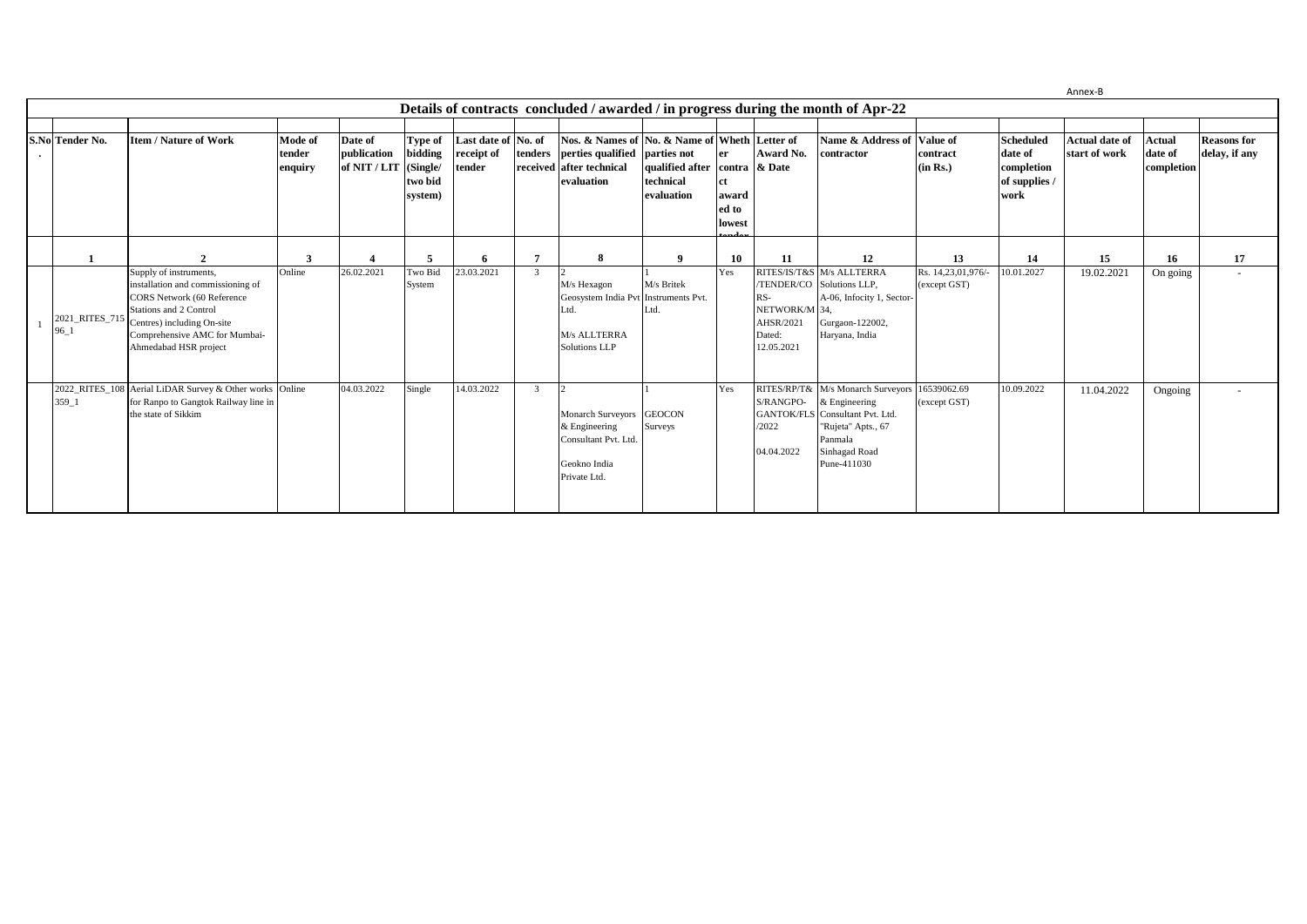Annex-B

## Details of contracts concluded / awarded / in progress during the month of Apr-22

| S.No. | Tender No. | Item / Nature of Work | Mode of tender enquiry | Date of publication of NIT / LIT | Type of bidding (Single/ two bid system) | Last date of receipt of tender | No. of tenders received | Nos. & Names of perties qualified after technical evaluation | No. & Name of parties not qualified after technical evaluation | Whether contract awarded to lowest tender | Letter of Award No. & Date | Name & Address of contractor | Value of contract (in Rs.) | Scheduled date of completion of supplies / work | Actual date of start of work | Actual date of completion | Reasons for delay, if any |
|---|---|---|---|---|---|---|---|---|---|---|---|---|---|---|---|---|---|
| 1 | 2 | | 3 | 4 | 5 | 6 | 7 | 8 | 9 | 10 | 11 | 12 | 13 | 14 | 15 | 16 | 17 |
| 1 | 2021_RITES_71596_1 | Supply of instruments, installation and commissioning of CORS Network (60 Reference Stations and 2 Control Centres) including On-site Comprehensive AMC for Mumbai-Ahmedabad HSR project | Online | 26.02.2021 | Two Bid System | 23.03.2021 | 3 | 2<br>M/s Hexagon Geosystem India Pvt Ltd.<br>M/s ALLTERRA Solutions LLP | 1<br>M/s Britek Instruments Pvt. Ltd. | Yes | RITES/IS/T&S/TENDER/CORS-NETWORK/MAHSR/2021 Dated: 12.05.2021 | M/s ALLTERRA Solutions LLP, A-06, Infocity 1, Sector-34, Gurgaon-122002, Haryana, India | Rs. 14,23,01,976/- (except GST) | 10.01.2027 | 19.02.2021 | On going | - |
| | 2022_RITES_108359_1 | Aerial LiDAR Survey & Other works for Ranpo to Gangtok Railway line in the state of Sikkim | Online | 04.03.2022 | Single | 14.03.2022 | 3 | 2<br>Monarch Surveyors & Engineering Consultant Pvt. Ltd.<br>Geokno India Private Ltd. | 1<br>GEOCON Surveys | Yes | RITES/RP/T&S/RANGPO-GANTOK/FLS/2022<br>04.04.2022 | M/s Monarch Surveyors & Engineering Consultant Pvt. Ltd. "Rujeta" Apts., 67 Panmala Sinhagad Road Pune-411030 | 16539062.69 (except GST) | 10.09.2022 | 11.04.2022 | Ongoing | - |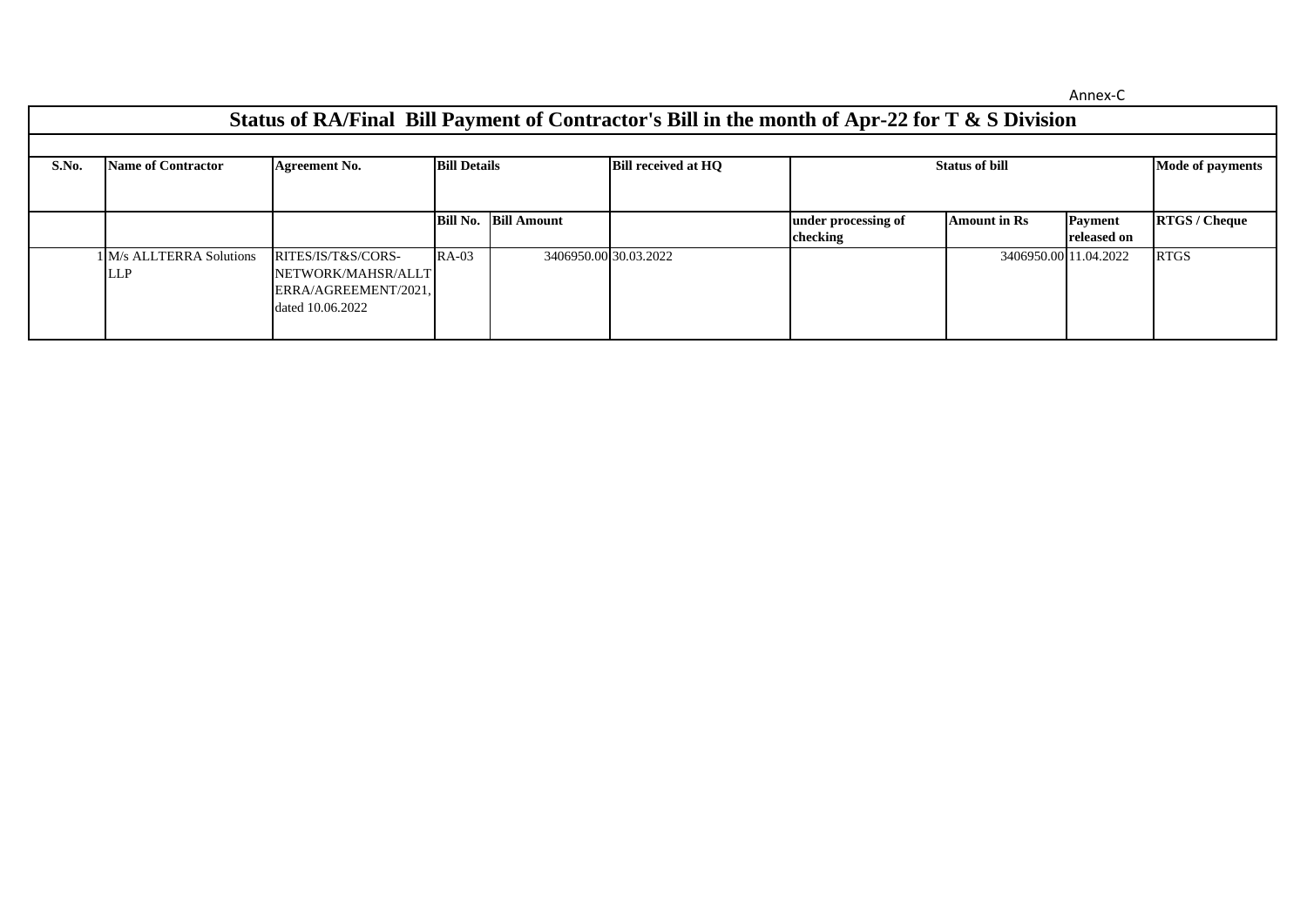Annex-C

# Status of RA/Final Bill Payment of Contractor's Bill in the month of Apr-22 for T & S Division

| S.No. | Name of Contractor | Agreement No. | Bill Details | | Bill received at HQ | Status of bill | | | Mode of payments |
|---|---|---|---|---|---|---|---|---|---|
| | | | Bill No. | Bill Amount | | under processing of checking | Amount in Rs | Payment released on | RTGS / Cheque |
| 1 | M/s ALLTERRA Solutions LLP | RITES/IS/T&S/CORS-NETWORK/MAHSR/ALLTERRA/AGREEMENT/2021, dated 10.06.2022 | RA-03 | 3406950.00 | 30.03.2022 | | 3406950.00 | 11.04.2022 | RTGS |